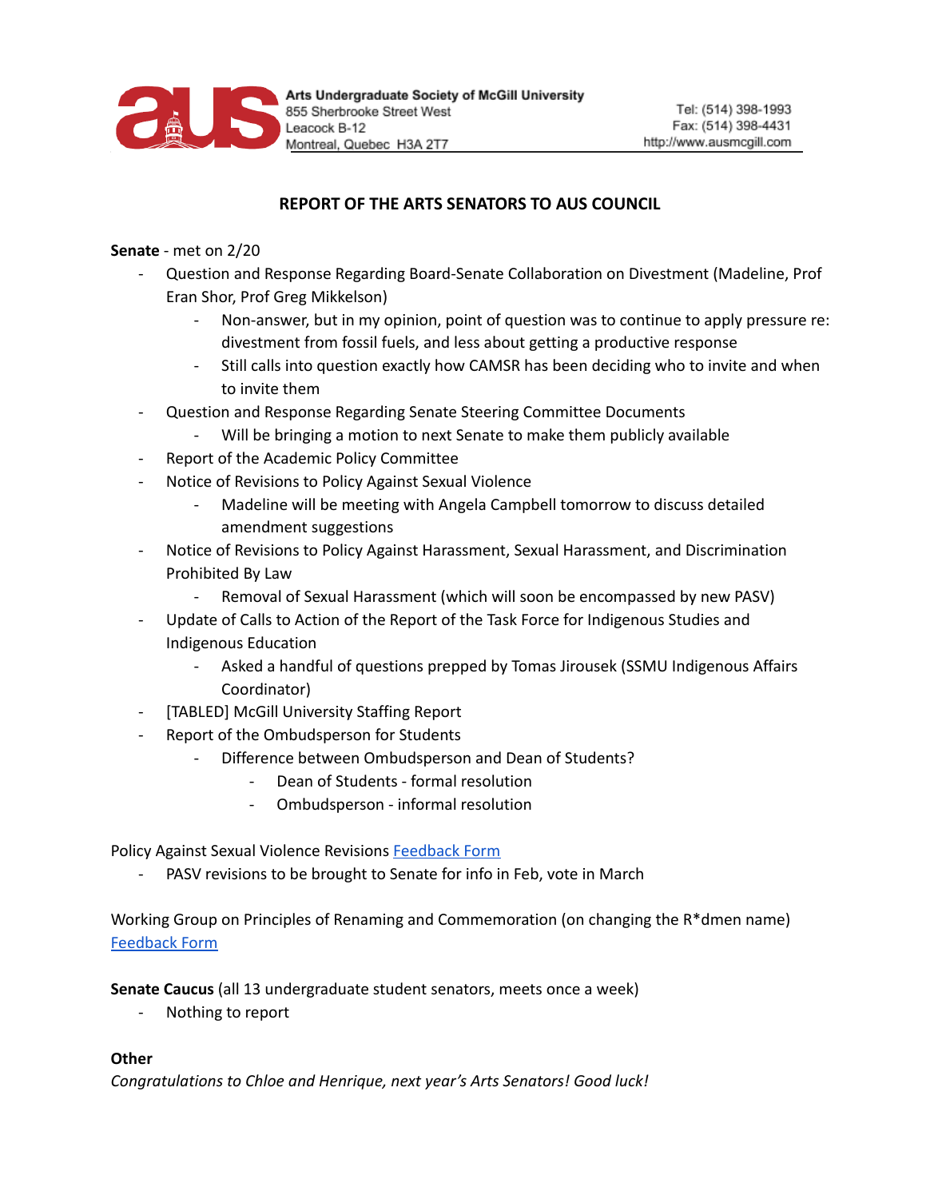Arts Undergraduate Society of McGill University
855 Sherbrooke Street West
Leacock B-12
Montreal, Quebec H3A 2T7

Tel: (514) 398-1993
Fax: (514) 398-4431
http://www.ausmcgill.com

## REPORT OF THE ARTS SENATORS TO AUS COUNCIL

**Senate** - met on 2/20

- Question and Response Regarding Board-Senate Collaboration on Divestment (Madeline, Prof Eran Shor, Prof Greg Mikkelson)
  - Non-answer, but in my opinion, point of question was to continue to apply pressure re: divestment from fossil fuels, and less about getting a productive response
  - Still calls into question exactly how CAMSR has been deciding who to invite and when to invite them
- Question and Response Regarding Senate Steering Committee Documents
  - Will be bringing a motion to next Senate to make them publicly available
- Report of the Academic Policy Committee
- Notice of Revisions to Policy Against Sexual Violence
  - Madeline will be meeting with Angela Campbell tomorrow to discuss detailed amendment suggestions
- Notice of Revisions to Policy Against Harassment, Sexual Harassment, and Discrimination Prohibited By Law
  - Removal of Sexual Harassment (which will soon be encompassed by new PASV)
- Update of Calls to Action of the Report of the Task Force for Indigenous Studies and Indigenous Education
  - Asked a handful of questions prepped by Tomas Jirousek (SSMU Indigenous Affairs Coordinator)
- [TABLED] McGill University Staffing Report
- Report of the Ombudsperson for Students
  - Difference between Ombudsperson and Dean of Students?
    - Dean of Students - formal resolution
    - Ombudsperson - informal resolution

Policy Against Sexual Violence Revisions Feedback Form

- PASV revisions to be brought to Senate for info in Feb, vote in March

Working Group on Principles of Renaming and Commemoration (on changing the R*dmen name) Feedback Form

**Senate Caucus** (all 13 undergraduate student senators, meets once a week)

- Nothing to report

**Other**

*Congratulations to Chloe and Henrique, next year's Arts Senators! Good luck!*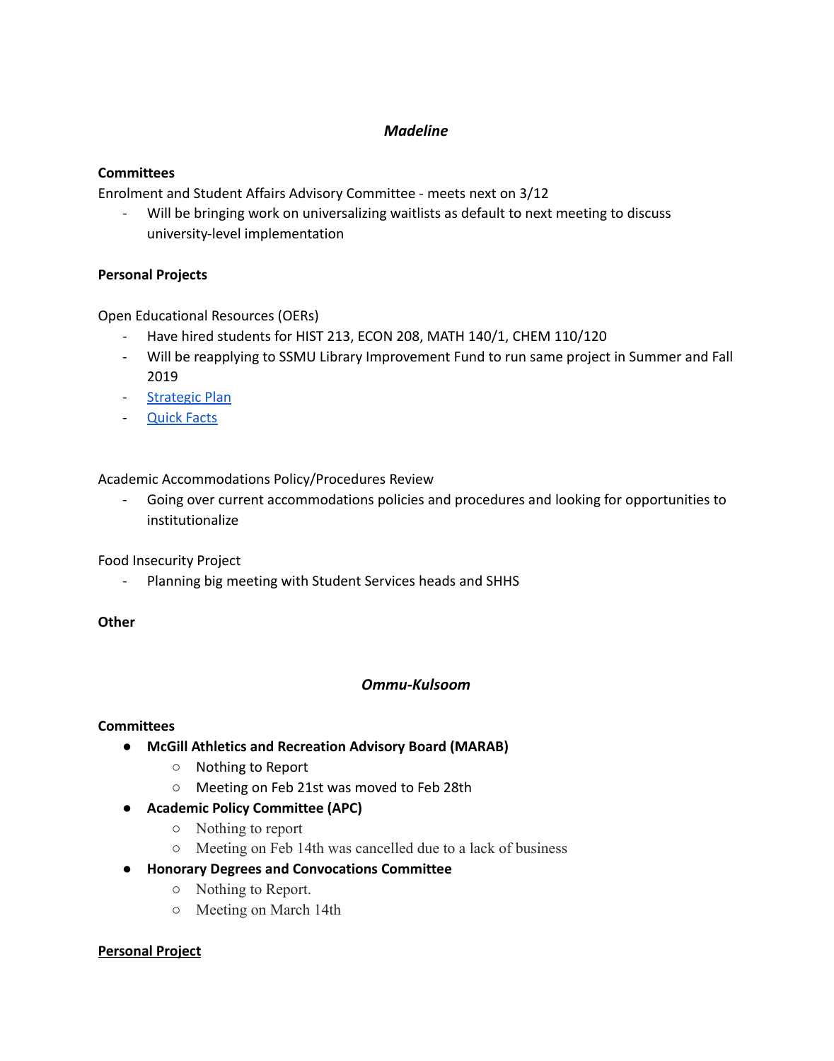### *Madeline*

**Committees**

Enrolment and Student Affairs Advisory Committee - meets next on 3/12

- Will be bringing work on universalizing waitlists as default to next meeting to discuss university-level implementation

**Personal Projects**

Open Educational Resources (OERs)

- Have hired students for HIST 213, ECON 208, MATH 140/1, CHEM 110/120
- Will be reapplying to SSMU Library Improvement Fund to run same project in Summer and Fall 2019
- Strategic Plan
- Quick Facts

Academic Accommodations Policy/Procedures Review

- Going over current accommodations policies and procedures and looking for opportunities to institutionalize

Food Insecurity Project

- Planning big meeting with Student Services heads and SHHS

**Other**

### *Ommu-Kulsoom*

**Committees**

- **McGill Athletics and Recreation Advisory Board (MARAB)**
  - Nothing to Report
  - Meeting on Feb 21st was moved to Feb 28th
- **Academic Policy Committee (APC)**
  - Nothing to report
  - Meeting on Feb 14th was cancelled due to a lack of business
- **Honorary Degrees and Convocations Committee**
  - Nothing to Report.
  - Meeting on March 14th

**Personal Project**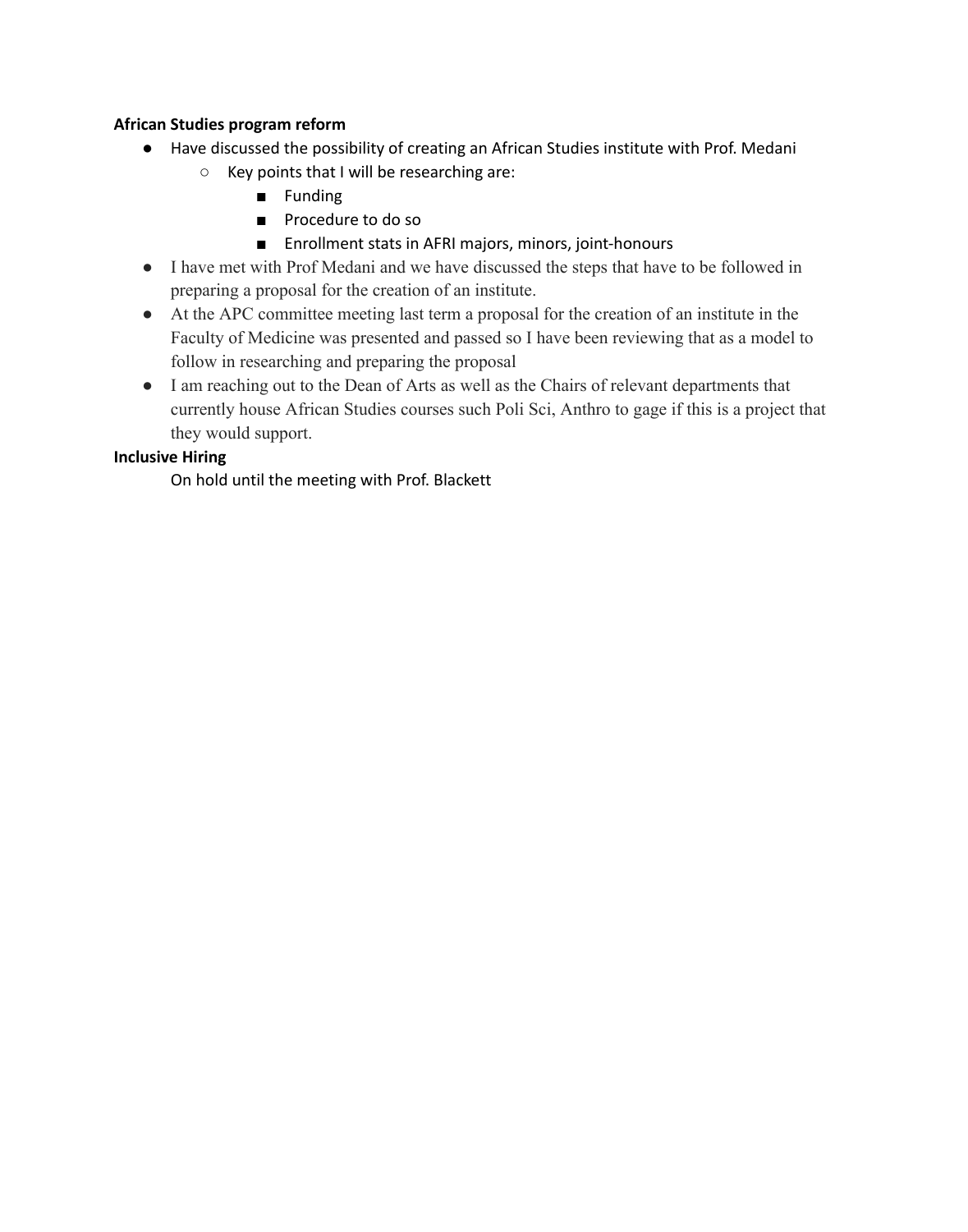**African Studies program reform**

- Have discussed the possibility of creating an African Studies institute with Prof. Medani
  - Key points that I will be researching are:
    - Funding
    - Procedure to do so
    - Enrollment stats in AFRI majors, minors, joint-honours
- I have met with Prof Medani and we have discussed the steps that have to be followed in preparing a proposal for the creation of an institute.
- At the APC committee meeting last term a proposal for the creation of an institute in the Faculty of Medicine was presented and passed so I have been reviewing that as a model to follow in researching and preparing the proposal
- I am reaching out to the Dean of Arts as well as the Chairs of relevant departments that currently house African Studies courses such Poli Sci, Anthro to gage if this is a project that they would support.

**Inclusive Hiring**

On hold until the meeting with Prof. Blackett